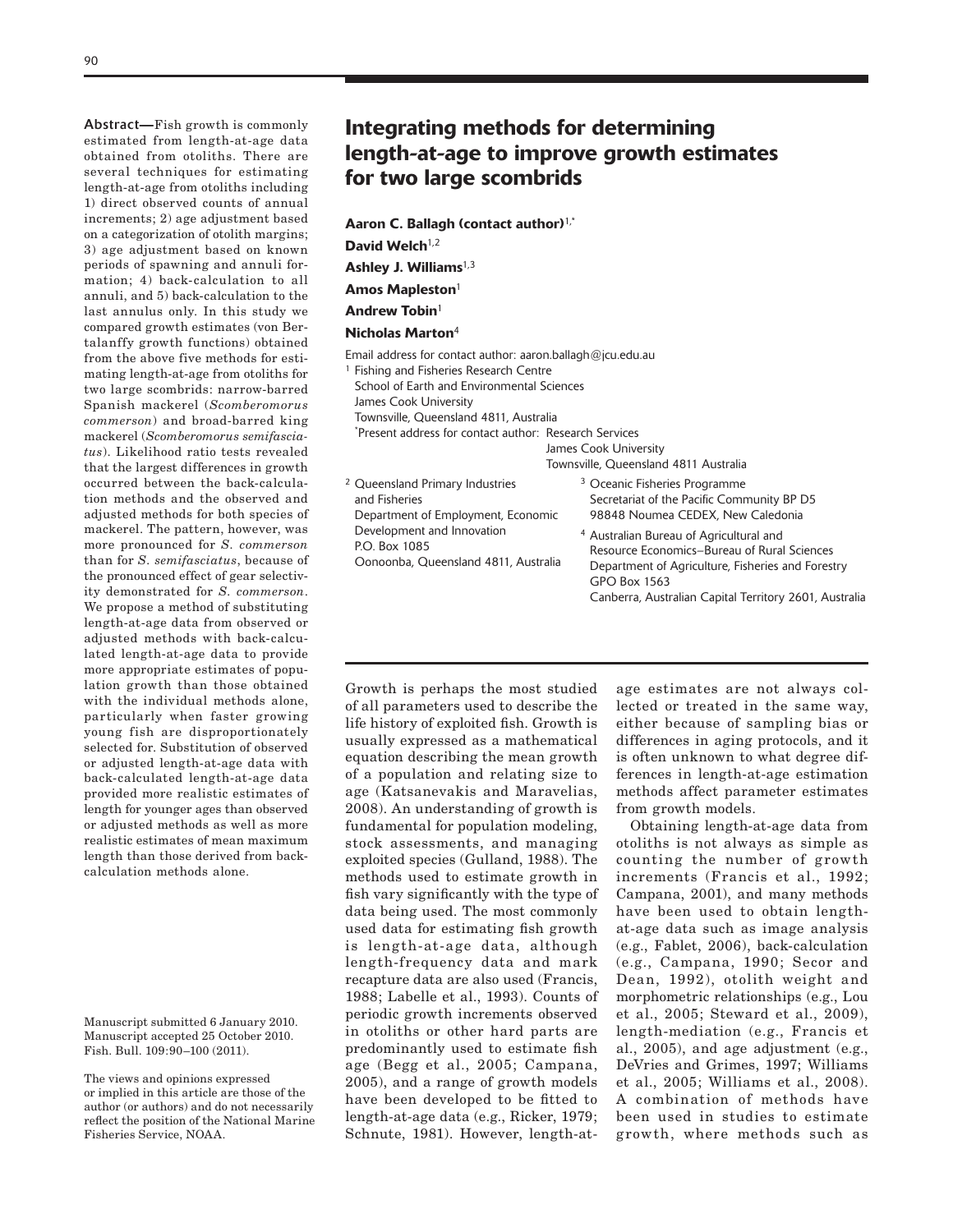# Integrating methods for determining length-at-age to improve growth estimates for two large scombrids

**Aaron C. Ballagh (contact author)**[1,*]
**David Welch**[1,2]
**Ashley J. Williams**[1,3]
**Amos Mapleston**[1]
**Andrew Tobin**[1]
**Nicholas Marton**[4]

Email address for contact author: aaron.ballagh@jcu.edu.au

[1] Fishing and Fisheries Research Centre
School of Earth and Environmental Sciences
James Cook University
Townsville, Queensland 4811, Australia

[*] Present address for contact author: Research Services
James Cook University
Townsville, Queensland 4811 Australia

[2] Queensland Primary Industries and Fisheries
Department of Employment, Economic Development and Innovation
P.O. Box 1085
Oonoonba, Queensland 4811, Australia

[3] Oceanic Fisheries Programme
Secretariat of the Pacific Community BP D5
98848 Noumea CEDEX, New Caledonia

[4] Australian Bureau of Agricultural and Resource Economics–Bureau of Rural Sciences
Department of Agriculture, Fisheries and Forestry
GPO Box 1563
Canberra, Australian Capital Territory 2601, Australia

**Abstract**—Fish growth is commonly estimated from length-at-age data obtained from otoliths. There are several techniques for estimating length-at-age from otoliths including 1) direct observed counts of annual increments; 2) age adjustment based on a categorization of otolith margins; 3) age adjustment based on known periods of spawning and annuli formation; 4) back-calculation to all annuli, and 5) back-calculation to the last annulus only. In this study we compared growth estimates (von Bertalanffy growth functions) obtained from the above five methods for estimating length-at-age from otoliths for two large scombrids: narrow-barred Spanish mackerel (*Scomberomorus commerson*) and broad-barred king mackerel (*Scomberomorus semifasciatus*). Likelihood ratio tests revealed that the largest differences in growth occurred between the back-calculation methods and the observed and adjusted methods for both species of mackerel. The pattern, however, was more pronounced for *S. commerson* than for *S. semifasciatus*, because of the pronounced effect of gear selectivity demonstrated for *S. commerson*. We propose a method of substituting length-at-age data from observed or adjusted methods with back-calculated length-at-age data to provide more appropriate estimates of population growth than those obtained with the individual methods alone, particularly when faster growing young fish are disproportionately selected for. Substitution of observed or adjusted length-at-age data with back-calculated length-at-age data provided more realistic estimates of length for younger ages than observed or adjusted methods as well as more realistic estimates of mean maximum length than those derived from back-calculation methods alone.

Manuscript submitted 6 January 2010.
Manuscript accepted 25 October 2010.
Fish. Bull. 109:90–100 (2011).

The views and opinions expressed or implied in this article are those of the author (or authors) and do not necessarily reflect the position of the National Marine Fisheries Service, NOAA.

Growth is perhaps the most studied of all parameters used to describe the life history of exploited fish. Growth is usually expressed as a mathematical equation describing the mean growth of a population and relating size to age (Katsanevakis and Maravelias, 2008). An understanding of growth is fundamental for population modeling, stock assessments, and managing exploited species (Gulland, 1988). The methods used to estimate growth in fish vary significantly with the type of data being used. The most commonly used data for estimating fish growth is length-at-age data, although length-frequency data and mark recapture data are also used (Francis, 1988; Labelle et al., 1993). Counts of periodic growth increments observed in otoliths or other hard parts are predominantly used to estimate fish age (Begg et al., 2005; Campana, 2005), and a range of growth models have been developed to be fitted to length-at-age data (e.g., Ricker, 1979; Schnute, 1981). However, length-at-age estimates are not always collected or treated in the same way, either because of sampling bias or differences in aging protocols, and it is often unknown to what degree differences in length-at-age estimation methods affect parameter estimates from growth models.

Obtaining length-at-age data from otoliths is not always as simple as counting the number of growth increments (Francis et al., 1992; Campana, 2001), and many methods have been used to obtain length-at-age data such as image analysis (e.g., Fablet, 2006), back-calculation (e.g., Campana, 1990; Secor and Dean, 1992), otolith weight and morphometric relationships (e.g., Lou et al., 2005; Steward et al., 2009), length-mediation (e.g., Francis et al., 2005), and age adjustment (e.g., DeVries and Grimes, 1997; Williams et al., 2005; Williams et al., 2008). A combination of methods have been used in studies to estimate growth, where methods such as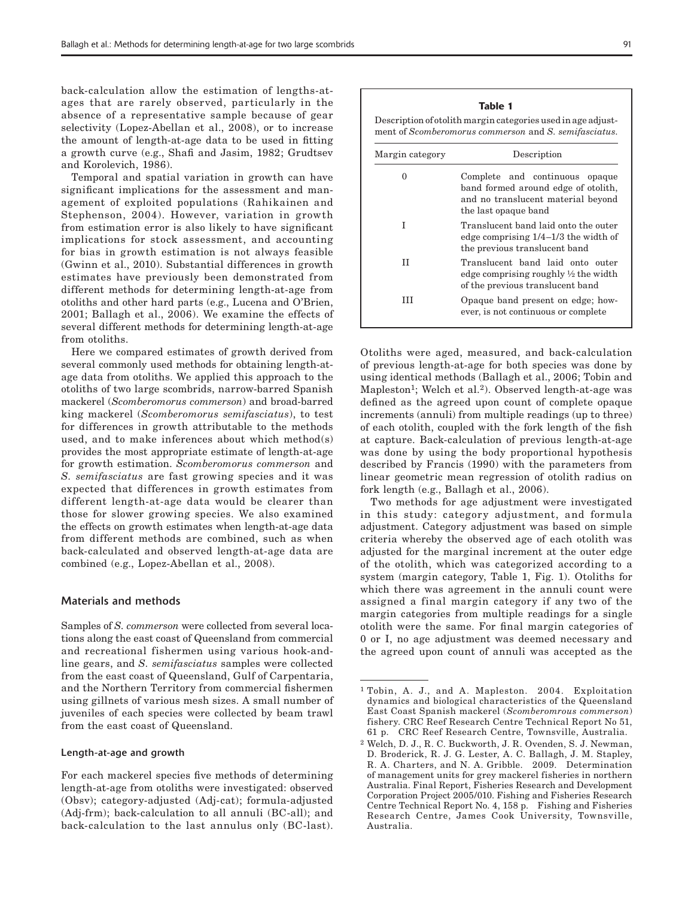back-calculation allow the estimation of lengths-at-ages that are rarely observed, particularly in the absence of a representative sample because of gear selectivity (Lopez-Abellan et al., 2008), or to increase the amount of length-at-age data to be used in fitting a growth curve (e.g., Shafi and Jasim, 1982; Grudtsev and Korolevich, 1986).

Temporal and spatial variation in growth can have significant implications for the assessment and management of exploited populations (Rahikainen and Stephenson, 2004). However, variation in growth from estimation error is also likely to have significant implications for stock assessment, and accounting for bias in growth estimation is not always feasible (Gwinn et al., 2010). Substantial differences in growth estimates have previously been demonstrated from different methods for determining length-at-age from otoliths and other hard parts (e.g., Lucena and O'Brien, 2001; Ballagh et al., 2006). We examine the effects of several different methods for determining length-at-age from otoliths.

Here we compared estimates of growth derived from several commonly used methods for obtaining length-at-age data from otoliths. We applied this approach to the otoliths of two large scombrids, narrow-barred Spanish mackerel (*Scomberomorus commerson*) and broad-barred king mackerel (*Scomberomorus semifasciatus*), to test for differences in growth attributable to the methods used, and to make inferences about which method(s) provides the most appropriate estimate of length-at-age for growth estimation. *Scomberomorus commerson* and *S. semifasciatus* are fast growing species and it was expected that differences in growth estimates from different length-at-age data would be clearer than those for slower growing species. We also examined the effects on growth estimates when length-at-age data from different methods are combined, such as when back-calculated and observed length-at-age data are combined (e.g., Lopez-Abellan et al., 2008).

## Materials and methods

Samples of *S. commerson* were collected from several locations along the east coast of Queensland from commercial and recreational fishermen using various hook-and-line gears, and *S. semifasciatus* samples were collected from the east coast of Queensland, Gulf of Carpentaria, and the Northern Territory from commercial fishermen using gillnets of various mesh sizes. A small number of juveniles of each species were collected by beam trawl from the east coast of Queensland.

### Length-at-age and growth

For each mackerel species five methods of determining length-at-age from otoliths were investigated: observed (Obsv); category-adjusted (Adj-cat); formula-adjusted (Adj-frm); back-calculation to all annuli (BC-all); and back-calculation to the last annulus only (BC-last).

**Table 1**

Description of otolith margin categories used in age adjustment of *Scomberomorus commerson* and *S. semifasciatus*.

| Margin category | Description |
|---|---|
| 0 | Complete and continuous opaque band formed around edge of otolith, and no translucent material beyond the last opaque band |
| I | Translucent band laid onto the outer edge comprising 1/4–1/3 the width of the previous translucent band |
| II | Translucent band laid onto outer edge comprising roughly ½ the width of the previous translucent band |
| III | Opaque band present on edge; however, is not continuous or complete |

Otoliths were aged, measured, and back-calculation of previous length-at-age for both species was done by using identical methods (Ballagh et al., 2006; Tobin and Mapleston[1]; Welch et al.[2]). Observed length-at-age was defined as the agreed upon count of complete opaque increments (annuli) from multiple readings (up to three) of each otolith, coupled with the fork length of the fish at capture. Back-calculation of previous length-at-age was done by using the body proportional hypothesis described by Francis (1990) with the parameters from linear geometric mean regression of otolith radius on fork length (e.g., Ballagh et al., 2006).

Two methods for age adjustment were investigated in this study: category adjustment, and formula adjustment. Category adjustment was based on simple criteria whereby the observed age of each otolith was adjusted for the marginal increment at the outer edge of the otolith, which was categorized according to a system (margin category, Table 1, Fig. 1). Otoliths for which there was agreement in the annuli count were assigned a final margin category if any two of the margin categories from multiple readings for a single otolith were the same. For final margin categories of 0 or I, no age adjustment was deemed necessary and the agreed upon count of annuli was accepted as the

---

[1] Tobin, A. J., and A. Mapleston. 2004. Exploitation dynamics and biological characteristics of the Queensland East Coast Spanish mackerel (*Scomberomrous commerson*) fishery. CRC Reef Research Centre Technical Report No 51, 61 p. CRC Reef Research Centre, Townsville, Australia.

[2] Welch, D. J., R. C. Buckworth, J. R. Ovenden, S. J. Newman, D. Broderick, R. J. G. Lester, A. C. Ballagh, J. M. Stapley, R. A. Charters, and N. A. Gribble. 2009. Determination of management units for grey mackerel fisheries in northern Australia. Final Report, Fisheries Research and Development Corporation Project 2005/010. Fishing and Fisheries Research Centre Technical Report No. 4, 158 p. Fishing and Fisheries Research Centre, James Cook University, Townsville, Australia.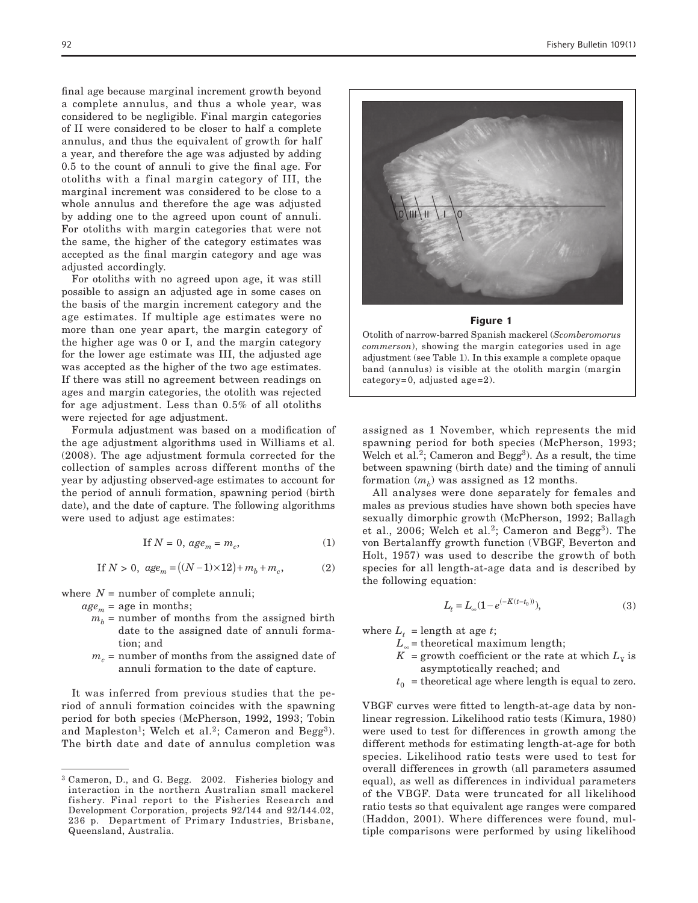final age because marginal increment growth beyond a complete annulus, and thus a whole year, was considered to be negligible. Final margin categories of II were considered to be closer to half a complete annulus, and thus the equivalent of growth for half a year, and therefore the age was adjusted by adding 0.5 to the count of annuli to give the final age. For otoliths with a final margin category of III, the marginal increment was considered to be close to a whole annulus and therefore the age was adjusted by adding one to the agreed upon count of annuli. For otoliths with margin categories that were not the same, the higher of the category estimates was accepted as the final margin category and age was adjusted accordingly.

For otoliths with no agreed upon age, it was still possible to assign an adjusted age in some cases on the basis of the margin increment category and the age estimates. If multiple age estimates were no more than one year apart, the margin category of the higher age was 0 or I, and the margin category for the lower age estimate was III, the adjusted age was accepted as the higher of the two age estimates. If there was still no agreement between readings on ages and margin categories, the otolith was rejected for age adjustment. Less than 0.5% of all otoliths were rejected for age adjustment.

Formula adjustment was based on a modification of the age adjustment algorithms used in Williams et al. (2008). The age adjustment formula corrected for the collection of samples across different months of the year by adjusting observed-age estimates to account for the period of annuli formation, spawning period (birth date), and the date of capture. The following algorithms were used to adjust age estimates:

$$\text{If } N = 0,\ age_m = m_c, \tag{1}$$

$$\text{If } N > 0,\ age_m = \left((N-1)\times 12\right) + m_b + m_c, \tag{2}$$

where $N$ = number of complete annuli;
$age_m$ = age in months;
$m_b$ = number of months from the assigned birth date to the assigned date of annuli formation; and
$m_c$ = number of months from the assigned date of annuli formation to the date of capture.

It was inferred from previous studies that the period of annuli formation coincides with the spawning period for both species (McPherson, 1992, 1993; Tobin and Mapleston[1]; Welch et al.[2]; Cameron and Begg[3]). The birth date and date of annulus completion was assigned as 1 November, which represents the mid spawning period for both species (McPherson, 1993; Welch et al.[2]; Cameron and Begg[3]). As a result, the time between spawning (birth date) and the timing of annuli formation ($m_b$) was assigned as 12 months.

**Figure 1**

Otolith of narrow-barred Spanish mackerel (*Scomberomorus commerson*), showing the margin categories used in age adjustment (see Table 1). In this example a complete opaque band (annulus) is visible at the otolith margin (margin category=0, adjusted age=2).

All analyses were done separately for females and males as previous studies have shown both species have sexually dimorphic growth (McPherson, 1992; Ballagh et al., 2006; Welch et al.[2]; Cameron and Begg[3]). The von Bertalanffy growth function (VBGF, Beverton and Holt, 1957) was used to describe the growth of both species for all length-at-age data and is described by the following equation:

$$L_t = L_\infty(1 - e^{(-K(t-t_0))}), \tag{3}$$

where $L_t$ = length at age $t$;
$L_\infty$ = theoretical maximum length;
$K$ = growth coefficient or the rate at which $L_\infty$ is asymptotically reached; and
$t_0$ = theoretical age where length is equal to zero.

VBGF curves were fitted to length-at-age data by nonlinear regression. Likelihood ratio tests (Kimura, 1980) were used to test for differences in growth among the different methods for estimating length-at-age for both species. Likelihood ratio tests were used to test for overall differences in growth (all parameters assumed equal), as well as differences in individual parameters of the VBGF. Data were truncated for all likelihood ratio tests so that equivalent age ranges were compared (Haddon, 2001). Where differences were found, multiple comparisons were performed by using likelihood

---

[3] Cameron, D., and G. Begg. 2002. Fisheries biology and interaction in the northern Australian small mackerel fishery. Final report to the Fisheries Research and Development Corporation, projects 92/144 and 92/144.02, 236 p. Department of Primary Industries, Brisbane, Queensland, Australia.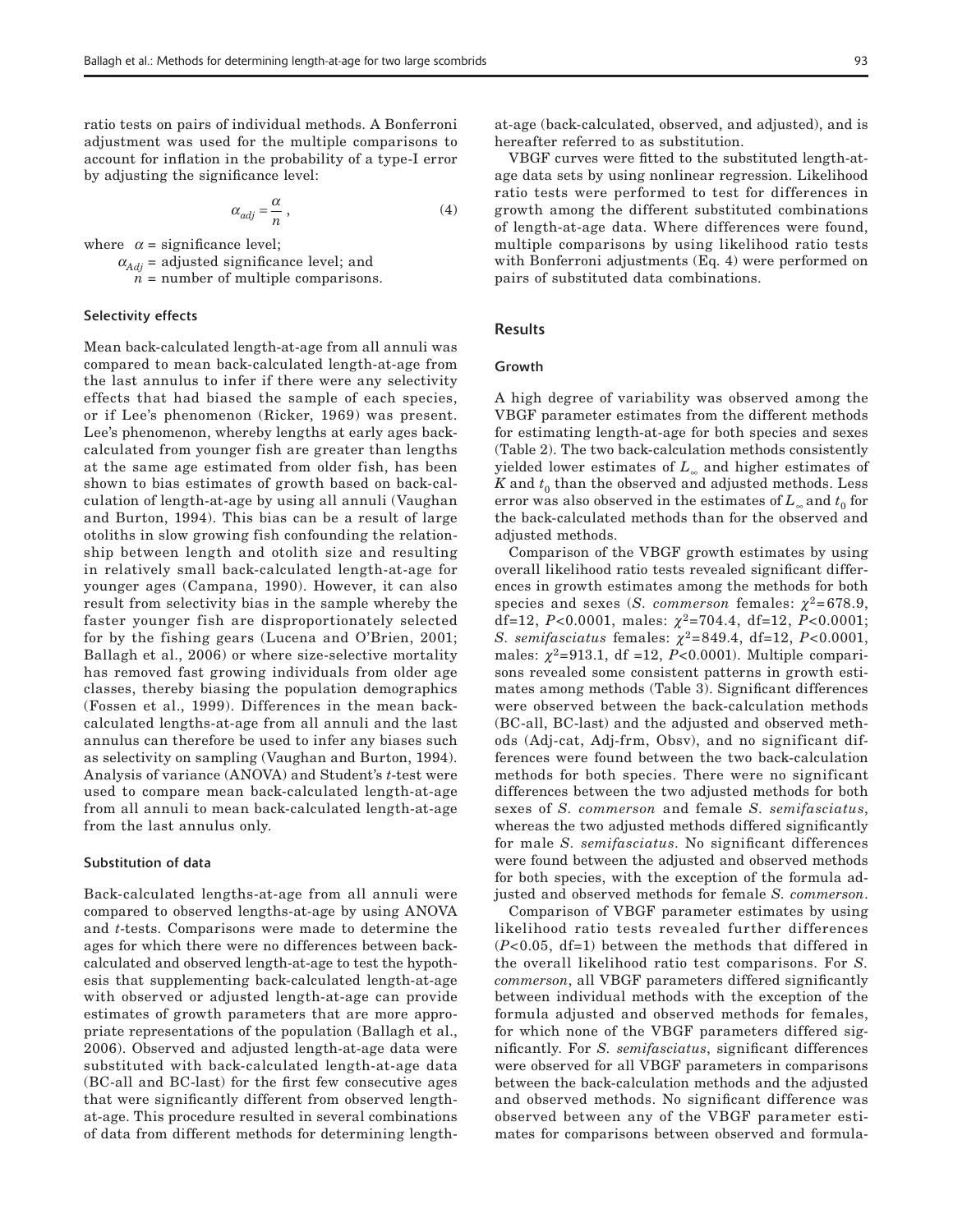ratio tests on pairs of individual methods. A Bonferroni adjustment was used for the multiple comparisons to account for inflation in the probability of a type-I error by adjusting the significance level:

$$\alpha_{adj} = \frac{\alpha}{n}, \tag{4}$$

where $\alpha$ = significance level;
$\alpha_{Adj}$ = adjusted significance level; and
$n$ = number of multiple comparisons.

### Selectivity effects

Mean back-calculated length-at-age from all annuli was compared to mean back-calculated length-at-age from the last annulus to infer if there were any selectivity effects that had biased the sample of each species, or if Lee's phenomenon (Ricker, 1969) was present. Lee's phenomenon, whereby lengths at early ages back-calculated from younger fish are greater than lengths at the same age estimated from older fish, has been shown to bias estimates of growth based on back-calculation of length-at-age by using all annuli (Vaughan and Burton, 1994). This bias can be a result of large otoliths in slow growing fish confounding the relationship between length and otolith size and resulting in relatively small back-calculated length-at-age for younger ages (Campana, 1990). However, it can also result from selectivity bias in the sample whereby the faster younger fish are disproportionately selected for by the fishing gears (Lucena and O'Brien, 2001; Ballagh et al., 2006) or where size-selective mortality has removed fast growing individuals from older age classes, thereby biasing the population demographics (Fossen et al., 1999). Differences in the mean back-calculated lengths-at-age from all annuli and the last annulus can therefore be used to infer any biases such as selectivity on sampling (Vaughan and Burton, 1994). Analysis of variance (ANOVA) and Student's *t*-test were used to compare mean back-calculated length-at-age from all annuli to mean back-calculated length-at-age from the last annulus only.

### Substitution of data

Back-calculated lengths-at-age from all annuli were compared to observed lengths-at-age by using ANOVA and *t*-tests. Comparisons were made to determine the ages for which there were no differences between back-calculated and observed length-at-age to test the hypothesis that supplementing back-calculated length-at-age with observed or adjusted length-at-age can provide estimates of growth parameters that are more appropriate representations of the population (Ballagh et al., 2006). Observed and adjusted length-at-age data were substituted with back-calculated length-at-age data (BC-all and BC-last) for the first few consecutive ages that were significantly different from observed length-at-age. This procedure resulted in several combinations of data from different methods for determining length-at-age (back-calculated, observed, and adjusted), and is hereafter referred to as substitution.

VBGF curves were fitted to the substituted length-at-age data sets by using nonlinear regression. Likelihood ratio tests were performed to test for differences in growth among the different substituted combinations of length-at-age data. Where differences were found, multiple comparisons by using likelihood ratio tests with Bonferroni adjustments (Eq. 4) were performed on pairs of substituted data combinations.

## Results

### Growth

A high degree of variability was observed among the VBGF parameter estimates from the different methods for estimating length-at-age for both species and sexes (Table 2). The two back-calculation methods consistently yielded lower estimates of $L_\infty$ and higher estimates of $K$ and $t_0$ than the observed and adjusted methods. Less error was also observed in the estimates of $L_\infty$ and $t_0$ for the back-calculated methods than for the observed and adjusted methods.

Comparison of the VBGF growth estimates by using overall likelihood ratio tests revealed significant differences in growth estimates among the methods for both species and sexes (*S. commerson* females: $\chi^2$=678.9, df=12, $P$<0.0001, males: $\chi^2$=704.4, df=12, $P$<0.0001; *S. semifasciatus* females: $\chi^2$=849.4, df=12, $P$<0.0001, males: $\chi^2$=913.1, df =12, $P$<0.0001). Multiple comparisons revealed some consistent patterns in growth estimates among methods (Table 3). Significant differences were observed between the back-calculation methods (BC-all, BC-last) and the adjusted and observed methods (Adj-cat, Adj-frm, Obsv), and no significant differences were found between the two back-calculation methods for both species. There were no significant differences between the two adjusted methods for both sexes of *S. commerson* and female *S. semifasciatus*, whereas the two adjusted methods differed significantly for male *S. semifasciatus*. No significant differences were found between the adjusted and observed methods for both species, with the exception of the formula adjusted and observed methods for female *S. commerson*.

Comparison of VBGF parameter estimates by using likelihood ratio tests revealed further differences ($P$<0.05, df=1) between the methods that differed in the overall likelihood ratio test comparisons. For *S. commerson*, all VBGF parameters differed significantly between individual methods with the exception of the formula adjusted and observed methods for females, for which none of the VBGF parameters differed significantly. For *S. semifasciatus*, significant differences were observed for all VBGF parameters in comparisons between the back-calculation methods and the adjusted and observed methods. No significant difference was observed between any of the VBGF parameter estimates for comparisons between observed and formula-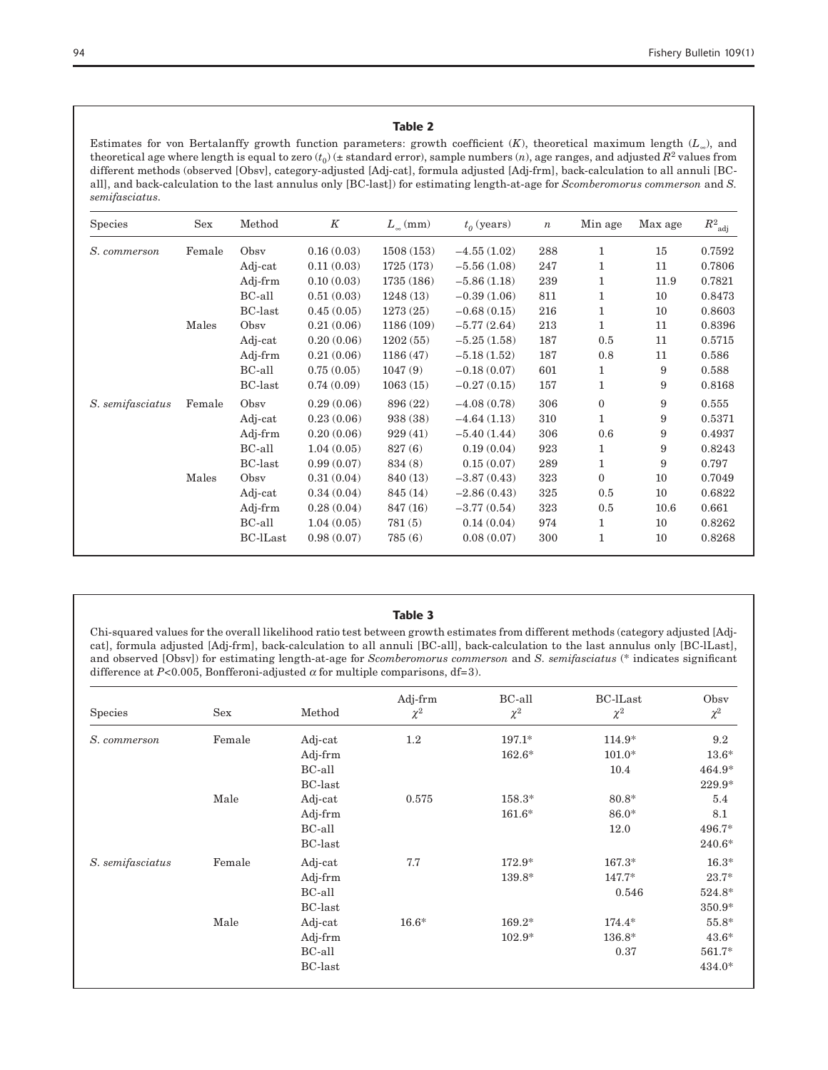**Table 2**

Estimates for von Bertalanffy growth function parameters: growth coefficient ($K$), theoretical maximum length ($L_\infty$), and theoretical age where length is equal to zero ($t_0$) (± standard error), sample numbers ($n$), age ranges, and adjusted $R^2$ values from different methods (observed [Obsv], category-adjusted [Adj-cat], formula adjusted [Adj-frm], back-calculation to all annuli [BC-all], and back-calculation to the last annulus only [BC-last]) for estimating length-at-age for *Scomberomorus commerson* and *S. semifasciatus*.

| Species | Sex | Method | $K$ | $L_\infty$ (mm) | $t_0$ (years) | $n$ | Min age | Max age | $R^2_{adj}$ |
|---|---|---|---|---|---|---|---|---|---|
| *S. commerson* | Female | Obsv | 0.16 (0.03) | 1508 (153) | −4.55 (1.02) | 288 | 1 | 15 | 0.7592 |
| | | Adj-cat | 0.11 (0.03) | 1725 (173) | −5.56 (1.08) | 247 | 1 | 11 | 0.7806 |
| | | Adj-frm | 0.10 (0.03) | 1735 (186) | −5.86 (1.18) | 239 | 1 | 11.9 | 0.7821 |
| | | BC-all | 0.51 (0.03) | 1248 (13) | −0.39 (1.06) | 811 | 1 | 10 | 0.8473 |
| | | BC-last | 0.45 (0.05) | 1273 (25) | −0.68 (0.15) | 216 | 1 | 10 | 0.8603 |
| | Males | Obsv | 0.21 (0.06) | 1186 (109) | −5.77 (2.64) | 213 | 1 | 11 | 0.8396 |
| | | Adj-cat | 0.20 (0.06) | 1202 (55) | −5.25 (1.58) | 187 | 0.5 | 11 | 0.5715 |
| | | Adj-frm | 0.21 (0.06) | 1186 (47) | −5.18 (1.52) | 187 | 0.8 | 11 | 0.586 |
| | | BC-all | 0.75 (0.05) | 1047 (9) | −0.18 (0.07) | 601 | 1 | 9 | 0.588 |
| | | BC-last | 0.74 (0.09) | 1063 (15) | −0.27 (0.15) | 157 | 1 | 9 | 0.8168 |
| *S. semifasciatus* | Female | Obsv | 0.29 (0.06) | 896 (22) | −4.08 (0.78) | 306 | 0 | 9 | 0.555 |
| | | Adj-cat | 0.23 (0.06) | 938 (38) | −4.64 (1.13) | 310 | 1 | 9 | 0.5371 |
| | | Adj-frm | 0.20 (0.06) | 929 (41) | −5.40 (1.44) | 306 | 0.6 | 9 | 0.4937 |
| | | BC-all | 1.04 (0.05) | 827 (6) | 0.19 (0.04) | 923 | 1 | 9 | 0.8243 |
| | | BC-last | 0.99 (0.07) | 834 (8) | 0.15 (0.07) | 289 | 1 | 9 | 0.797 |
| | Males | Obsv | 0.31 (0.04) | 840 (13) | −3.87 (0.43) | 323 | 0 | 10 | 0.7049 |
| | | Adj-cat | 0.34 (0.04) | 845 (14) | −2.86 (0.43) | 325 | 0.5 | 10 | 0.6822 |
| | | Adj-frm | 0.28 (0.04) | 847 (16) | −3.77 (0.54) | 323 | 0.5 | 10.6 | 0.661 |
| | | BC-all | 1.04 (0.05) | 781 (5) | 0.14 (0.04) | 974 | 1 | 10 | 0.8262 |
| | | BC-lLast | 0.98 (0.07) | 785 (6) | 0.08 (0.07) | 300 | 1 | 10 | 0.8268 |

**Table 3**

Chi-squared values for the overall likelihood ratio test between growth estimates from different methods (category adjusted [Adj-cat], formula adjusted [Adj-frm], back-calculation to all annuli [BC-all], back-calculation to the last annulus only [BC-lLast], and observed [Obsv]) for estimating length-at-age for *Scomberomorus commerson* and *S. semifasciatus* (* indicates significant difference at $P$<0.005, Bonfferoni-adjusted $\alpha$ for multiple comparisons, df=3).

| Species | Sex | Method | Adj-frm $\chi^2$ | BC-all $\chi^2$ | BC-lLast $\chi^2$ | Obsv $\chi^2$ |
|---|---|---|---|---|---|---|
| *S. commerson* | Female | Adj-cat | 1.2 | 197.1* | 114.9* | 9.2 |
| | | Adj-frm | | 162.6* | 101.0* | 13.6* |
| | | BC-all | | | 10.4 | 464.9* |
| | | BC-last | | | | 229.9* |
| | Male | Adj-cat | 0.575 | 158.3* | 80.8* | 5.4 |
| | | Adj-frm | | 161.6* | 86.0* | 8.1 |
| | | BC-all | | | 12.0 | 496.7* |
| | | BC-last | | | | 240.6* |
| *S. semifasciatus* | Female | Adj-cat | 7.7 | 172.9* | 167.3* | 16.3* |
| | | Adj-frm | | 139.8* | 147.7* | 23.7* |
| | | BC-all | | | 0.546 | 524.8* |
| | | BC-last | | | | 350.9* |
| | Male | Adj-cat | 16.6* | 169.2* | 174.4* | 55.8* |
| | | Adj-frm | | 102.9* | 136.8* | 43.6* |
| | | BC-all | | | 0.37 | 561.7* |
| | | BC-last | | | | 434.0* |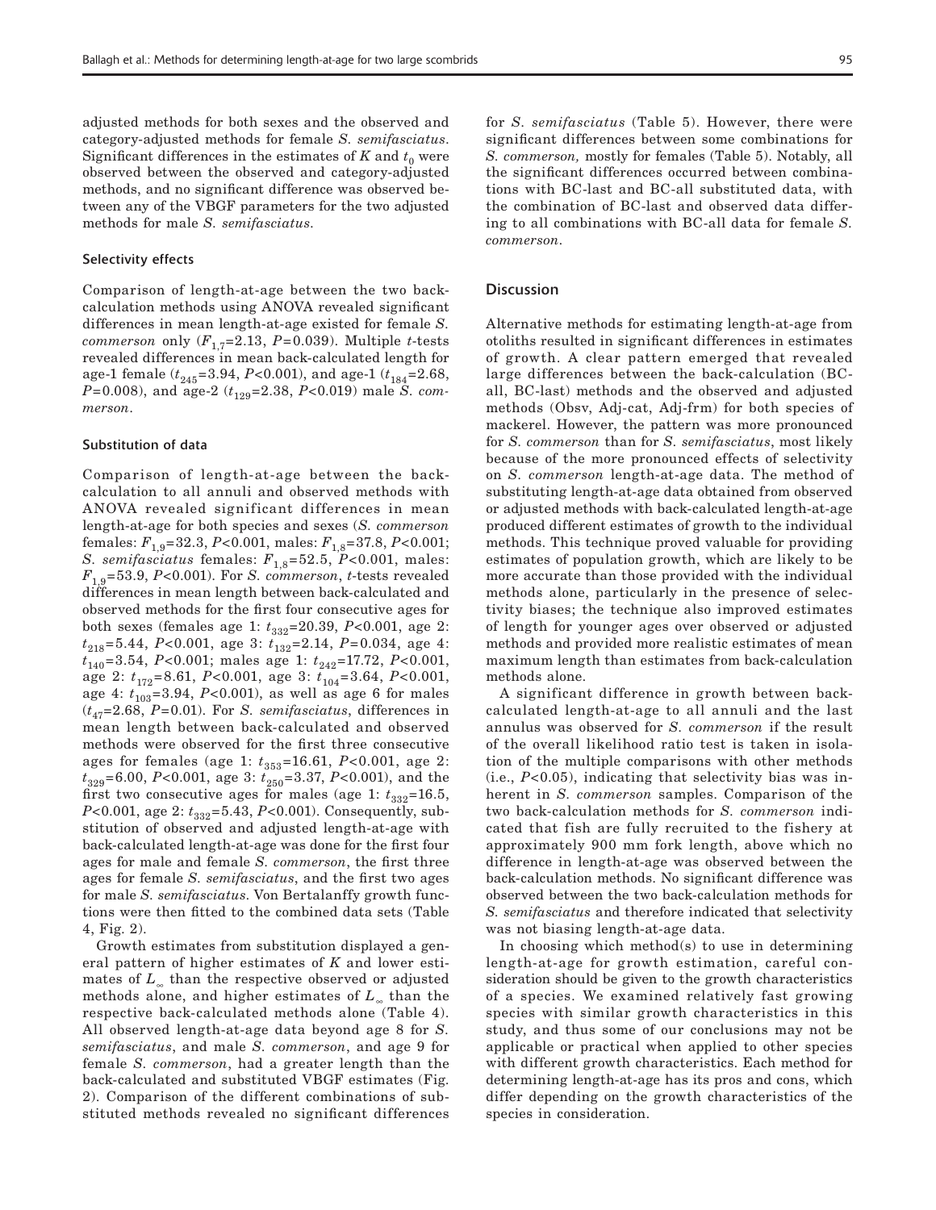adjusted methods for both sexes and the observed and category-adjusted methods for female *S. semifasciatus*. Significant differences in the estimates of $K$ and $t_0$ were observed between the observed and category-adjusted methods, and no significant difference was observed between any of the VBGF parameters for the two adjusted methods for male *S. semifasciatus*.

### Selectivity effects

Comparison of length-at-age between the two back-calculation methods using ANOVA revealed significant differences in mean length-at-age existed for female *S. commerson* only ($F_{1,7}$=2.13, $P$=0.039). Multiple $t$-tests revealed differences in mean back-calculated length for age-1 female ($t_{245}$=3.94, $P$<0.001), and age-1 ($t_{184}$=2.68, $P$=0.008), and age-2 ($t_{129}$=2.38, $P$<0.019) male *S. commerson*.

### Substitution of data

Comparison of length-at-age between the back-calculation to all annuli and observed methods with ANOVA revealed significant differences in mean length-at-age for both species and sexes (*S. commerson* females: $F_{1,9}$=32.3, $P$<0.001, males: $F_{1,8}$=37.8, $P$<0.001; *S. semifasciatus* females: $F_{1,8}$=52.5, $P$<0.001, males: $F_{1,9}$=53.9, $P$<0.001). For *S. commerson*, $t$-tests revealed differences in mean length between back-calculated and observed methods for the first four consecutive ages for both sexes (females age 1: $t_{332}$=20.39, $P$<0.001, age 2: $t_{218}$=5.44, $P$<0.001, age 3: $t_{132}$=2.14, $P$=0.034, age 4: $t_{140}$=3.54, $P$<0.001; males age 1: $t_{242}$=17.72, $P$<0.001, age 2: $t_{172}$=8.61, $P$<0.001, age 3: $t_{104}$=3.64, $P$<0.001, age 4: $t_{103}$=3.94, $P$<0.001), as well as age 6 for males ($t_{47}$=2.68, $P$=0.01). For *S. semifasciatus*, differences in mean length between back-calculated and observed methods were observed for the first three consecutive ages for females (age 1: $t_{353}$=16.61, $P$<0.001, age 2: $t_{329}$=6.00, $P$<0.001, age 3: $t_{250}$=3.37, $P$<0.001), and the first two consecutive ages for males (age 1: $t_{332}$=16.5, $P$<0.001, age 2: $t_{332}$=5.43, $P$<0.001). Consequently, substitution of observed and adjusted length-at-age with back-calculated length-at-age was done for the first four ages for male and female *S. commerson*, the first three ages for female *S. semifasciatus*, and the first two ages for male *S. semifasciatus*. Von Bertalanffy growth functions were then fitted to the combined data sets (Table 4, Fig. 2).

Growth estimates from substitution displayed a general pattern of higher estimates of $K$ and lower estimates of $L_\infty$ than the respective observed or adjusted methods alone, and higher estimates of $L_\infty$ than the respective back-calculated methods alone (Table 4). All observed length-at-age data beyond age 8 for *S. semifasciatus*, and male *S. commerson*, and age 9 for female *S. commerson*, had a greater length than the back-calculated and substituted VBGF estimates (Fig. 2). Comparison of the different combinations of substituted methods revealed no significant differences for *S. semifasciatus* (Table 5). However, there were significant differences between some combinations for *S. commerson,* mostly for females (Table 5). Notably, all the significant differences occurred between combinations with BC-last and BC-all substituted data, with the combination of BC-last and observed data differing to all combinations with BC-all data for female *S. commerson*.

## Discussion

Alternative methods for estimating length-at-age from otoliths resulted in significant differences in estimates of growth. A clear pattern emerged that revealed large differences between the back-calculation (BC-all, BC-last) methods and the observed and adjusted methods (Obsv, Adj-cat, Adj-frm) for both species of mackerel. However, the pattern was more pronounced for *S. commerson* than for *S. semifasciatus*, most likely because of the more pronounced effects of selectivity on *S. commerson* length-at-age data. The method of substituting length-at-age data obtained from observed or adjusted methods with back-calculated length-at-age produced different estimates of growth to the individual methods. This technique proved valuable for providing estimates of population growth, which are likely to be more accurate than those provided with the individual methods alone, particularly in the presence of selectivity biases; the technique also improved estimates of length for younger ages over observed or adjusted methods and provided more realistic estimates of mean maximum length than estimates from back-calculation methods alone.

A significant difference in growth between back-calculated length-at-age to all annuli and the last annulus was observed for *S. commerson* if the result of the overall likelihood ratio test is taken in isolation of the multiple comparisons with other methods (i.e., $P$<0.05), indicating that selectivity bias was inherent in *S. commerson* samples. Comparison of the two back-calculation methods for *S. commerson* indicated that fish are fully recruited to the fishery at approximately 900 mm fork length, above which no difference in length-at-age was observed between the back-calculation methods. No significant difference was observed between the two back-calculation methods for *S. semifasciatus* and therefore indicated that selectivity was not biasing length-at-age data.

In choosing which method(s) to use in determining length-at-age for growth estimation, careful consideration should be given to the growth characteristics of a species. We examined relatively fast growing species with similar growth characteristics in this study, and thus some of our conclusions may not be applicable or practical when applied to other species with different growth characteristics. Each method for determining length-at-age has its pros and cons, which differ depending on the growth characteristics of the species in consideration.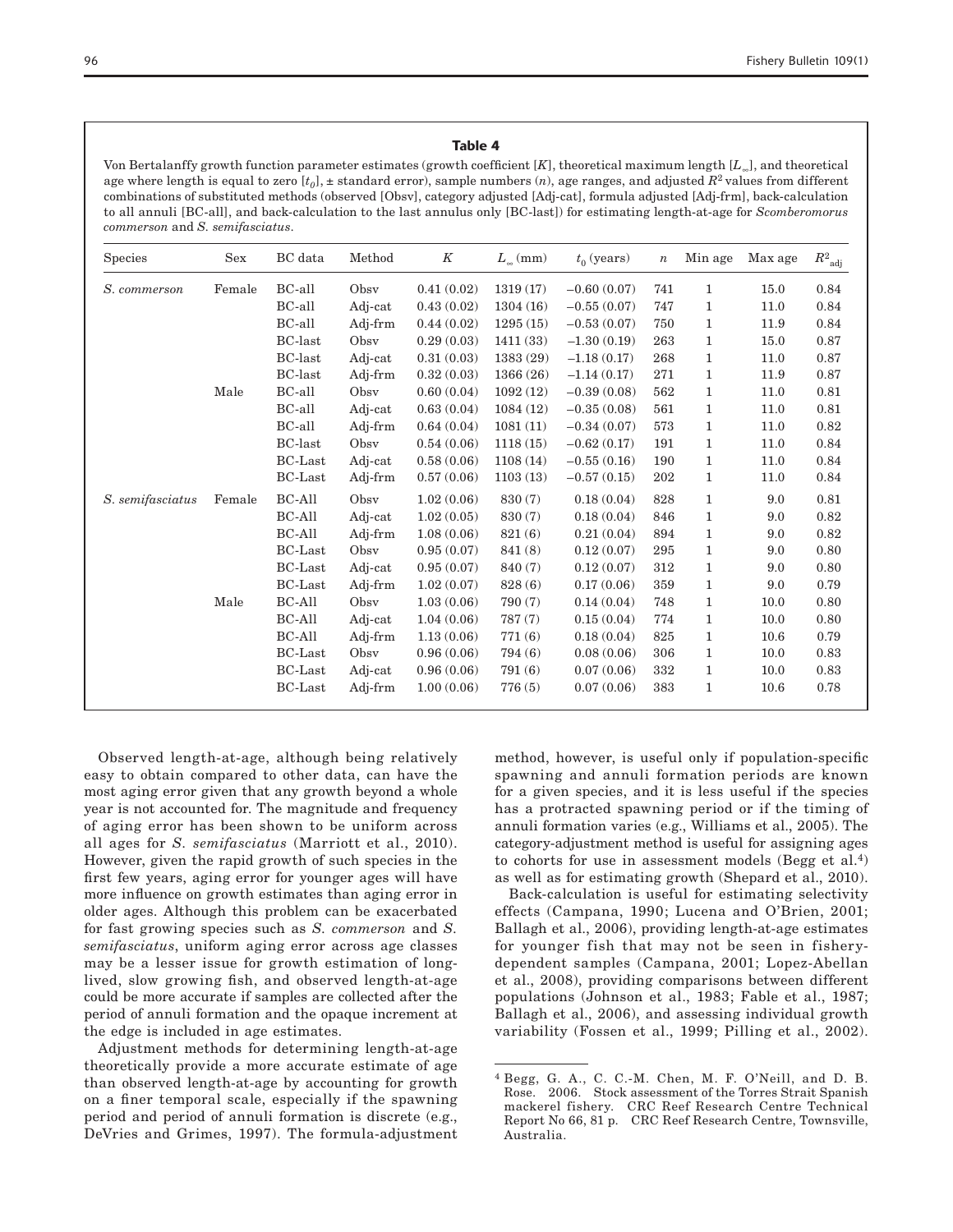**Table 4**

Von Bertalanffy growth function parameter estimates (growth coefficient [$K$], theoretical maximum length [$L_\infty$], and theoretical age where length is equal to zero [$t_0$], ± standard error), sample numbers ($n$), age ranges, and adjusted $R^2$ values from different combinations of substituted methods (observed [Obsv], category adjusted [Adj-cat], formula adjusted [Adj-frm], back-calculation to all annuli [BC-all], and back-calculation to the last annulus only [BC-last]) for estimating length-at-age for *Scomberomorus commerson* and *S. semifasciatus*.

| Species | Sex | BC data | Method | $K$ | $L_\infty$ (mm) | $t_0$ (years) | $n$ | Min age | Max age | $R^2_{adj}$ |
|---|---|---|---|---|---|---|---|---|---|---|
| *S. commerson* | Female | BC-all | Obsv | 0.41 (0.02) | 1319 (17) | −0.60 (0.07) | 741 | 1 | 15.0 | 0.84 |
| | | BC-all | Adj-cat | 0.43 (0.02) | 1304 (16) | −0.55 (0.07) | 747 | 1 | 11.0 | 0.84 |
| | | BC-all | Adj-frm | 0.44 (0.02) | 1295 (15) | −0.53 (0.07) | 750 | 1 | 11.9 | 0.84 |
| | | BC-last | Obsv | 0.29 (0.03) | 1411 (33) | −1.30 (0.19) | 263 | 1 | 15.0 | 0.87 |
| | | BC-last | Adj-cat | 0.31 (0.03) | 1383 (29) | −1.18 (0.17) | 268 | 1 | 11.0 | 0.87 |
| | | BC-last | Adj-frm | 0.32 (0.03) | 1366 (26) | −1.14 (0.17) | 271 | 1 | 11.9 | 0.87 |
| | Male | BC-all | Obsv | 0.60 (0.04) | 1092 (12) | −0.39 (0.08) | 562 | 1 | 11.0 | 0.81 |
| | | BC-all | Adj-cat | 0.63 (0.04) | 1084 (12) | −0.35 (0.08) | 561 | 1 | 11.0 | 0.81 |
| | | BC-all | Adj-frm | 0.64 (0.04) | 1081 (11) | −0.34 (0.07) | 573 | 1 | 11.0 | 0.82 |
| | | BC-last | Obsv | 0.54 (0.06) | 1118 (15) | −0.62 (0.17) | 191 | 1 | 11.0 | 0.84 |
| | | BC-Last | Adj-cat | 0.58 (0.06) | 1108 (14) | −0.55 (0.16) | 190 | 1 | 11.0 | 0.84 |
| | | BC-Last | Adj-frm | 0.57 (0.06) | 1103 (13) | −0.57 (0.15) | 202 | 1 | 11.0 | 0.84 |
| *S. semifasciatus* | Female | BC-All | Obsv | 1.02 (0.06) | 830 (7) | 0.18 (0.04) | 828 | 1 | 9.0 | 0.81 |
| | | BC-All | Adj-cat | 1.02 (0.05) | 830 (7) | 0.18 (0.04) | 846 | 1 | 9.0 | 0.82 |
| | | BC-All | Adj-frm | 1.08 (0.06) | 821 (6) | 0.21 (0.04) | 894 | 1 | 9.0 | 0.82 |
| | | BC-Last | Obsv | 0.95 (0.07) | 841 (8) | 0.12 (0.07) | 295 | 1 | 9.0 | 0.80 |
| | | BC-Last | Adj-cat | 0.95 (0.07) | 840 (7) | 0.12 (0.07) | 312 | 1 | 9.0 | 0.80 |
| | | BC-Last | Adj-frm | 1.02 (0.07) | 828 (6) | 0.17 (0.06) | 359 | 1 | 9.0 | 0.79 |
| | Male | BC-All | Obsv | 1.03 (0.06) | 790 (7) | 0.14 (0.04) | 748 | 1 | 10.0 | 0.80 |
| | | BC-All | Adj-cat | 1.04 (0.06) | 787 (7) | 0.15 (0.04) | 774 | 1 | 10.0 | 0.80 |
| | | BC-All | Adj-frm | 1.13 (0.06) | 771 (6) | 0.18 (0.04) | 825 | 1 | 10.6 | 0.79 |
| | | BC-Last | Obsv | 0.96 (0.06) | 794 (6) | 0.08 (0.06) | 306 | 1 | 10.0 | 0.83 |
| | | BC-Last | Adj-cat | 0.96 (0.06) | 791 (6) | 0.07 (0.06) | 332 | 1 | 10.0 | 0.83 |
| | | BC-Last | Adj-frm | 1.00 (0.06) | 776 (5) | 0.07 (0.06) | 383 | 1 | 10.6 | 0.78 |

Observed length-at-age, although being relatively easy to obtain compared to other data, can have the most aging error given that any growth beyond a whole year is not accounted for. The magnitude and frequency of aging error has been shown to be uniform across all ages for *S. semifasciatus* (Marriott et al., 2010). However, given the rapid growth of such species in the first few years, aging error for younger ages will have more influence on growth estimates than aging error in older ages. Although this problem can be exacerbated for fast growing species such as *S. commerson* and *S. semifasciatus*, uniform aging error across age classes may be a lesser issue for growth estimation of long-lived, slow growing fish, and observed length-at-age could be more accurate if samples are collected after the period of annuli formation and the opaque increment at the edge is included in age estimates.

Adjustment methods for determining length-at-age theoretically provide a more accurate estimate of age than observed length-at-age by accounting for growth on a finer temporal scale, especially if the spawning period and period of annuli formation is discrete (e.g., DeVries and Grimes, 1997). The formula-adjustment method, however, is useful only if population-specific spawning and annuli formation periods are known for a given species, and it is less useful if the species has a protracted spawning period or if the timing of annuli formation varies (e.g., Williams et al., 2005). The category-adjustment method is useful for assigning ages to cohorts for use in assessment models (Begg et al.[4]) as well as for estimating growth (Shepard et al., 2010).

Back-calculation is useful for estimating selectivity effects (Campana, 1990; Lucena and O'Brien, 2001; Ballagh et al., 2006), providing length-at-age estimates for younger fish that may not be seen in fishery-dependent samples (Campana, 2001; Lopez-Abellan et al., 2008), providing comparisons between different populations (Johnson et al., 1983; Fable et al., 1987; Ballagh et al., 2006), and assessing individual growth variability (Fossen et al., 1999; Pilling et al., 2002).

[4] Begg, G. A., C. C.-M. Chen, M. F. O'Neill, and D. B. Rose. 2006. Stock assessment of the Torres Strait Spanish mackerel fishery. CRC Reef Research Centre Technical Report No 66, 81 p. CRC Reef Research Centre, Townsville, Australia.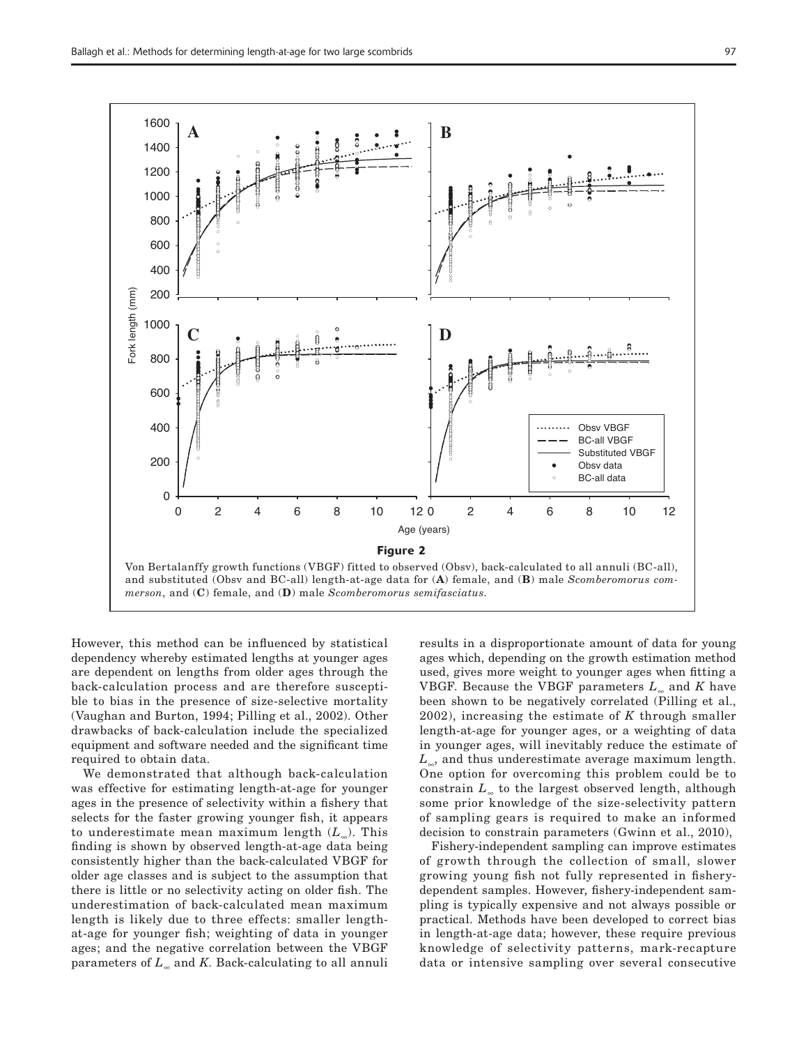**Figure 2**

Von Bertalanffy growth functions (VBGF) fitted to observed (Obsv), back-calculated to all annuli (BC-all), and substituted (Obsv and BC-all) length-at-age data for (**A**) female, and (**B**) male *Scomberomorus commerson*, and (**C**) female, and (**D**) male *Scomberomorus semifasciatus*.

However, this method can be influenced by statistical dependency whereby estimated lengths at younger ages are dependent on lengths from older ages through the back-calculation process and are therefore susceptible to bias in the presence of size-selective mortality (Vaughan and Burton, 1994; Pilling et al., 2002). Other drawbacks of back-calculation include the specialized equipment and software needed and the significant time required to obtain data.

We demonstrated that although back-calculation was effective for estimating length-at-age for younger ages in the presence of selectivity within a fishery that selects for the faster growing younger fish, it appears to underestimate mean maximum length ($L_\infty$). This finding is shown by observed length-at-age data being consistently higher than the back-calculated VBGF for older age classes and is subject to the assumption that there is little or no selectivity acting on older fish. The underestimation of back-calculated mean maximum length is likely due to three effects: smaller length-at-age for younger fish; weighting of data in younger ages; and the negative correlation between the VBGF parameters of $L_\infty$ and $K$. Back-calculating to all annuli results in a disproportionate amount of data for young ages which, depending on the growth estimation method used, gives more weight to younger ages when fitting a VBGF. Because the VBGF parameters $L_\infty$ and $K$ have been shown to be negatively correlated (Pilling et al., 2002), increasing the estimate of $K$ through smaller length-at-age for younger ages, or a weighting of data in younger ages, will inevitably reduce the estimate of $L_\infty$, and thus underestimate average maximum length. One option for overcoming this problem could be to constrain $L_\infty$ to the largest observed length, although some prior knowledge of the size-selectivity pattern of sampling gears is required to make an informed decision to constrain parameters (Gwinn et al., 2010),

Fishery-independent sampling can improve estimates of growth through the collection of small, slower growing young fish not fully represented in fishery-dependent samples. However, fishery-independent sampling is typically expensive and not always possible or practical. Methods have been developed to correct bias in length-at-age data; however, these require previous knowledge of selectivity patterns, mark-recapture data or intensive sampling over several consecutive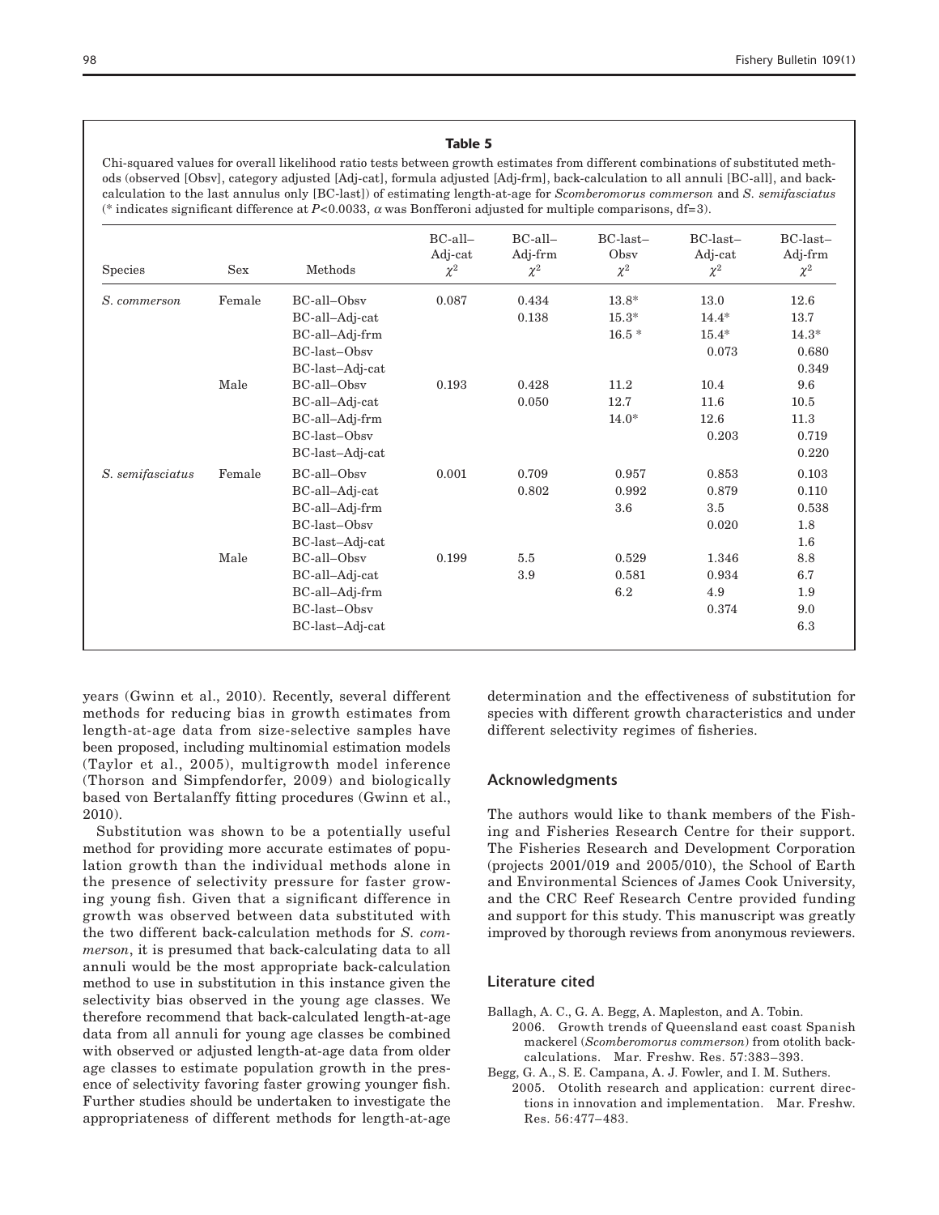**Table 5**

Chi-squared values for overall likelihood ratio tests between growth estimates from different combinations of substituted methods (observed [Obsv], category adjusted [Adj-cat], formula adjusted [Adj-frm], back-calculation to all annuli [BC-all], and back-calculation to the last annulus only [BC-last]) of estimating length-at-age for *Scomberomorus commerson* and *S. semifasciatus* (* indicates significant difference at $P<0.0033$, $\alpha$ was Bonfferoni adjusted for multiple comparisons, df=3).

| Species | Sex | Methods | BC-all–Adj-cat $\chi^2$ | BC-all–Adj-frm $\chi^2$ | BC-last–Obsv $\chi^2$ | BC-last–Adj-cat $\chi^2$ | BC-last–Adj-frm $\chi^2$ |
|---|---|---|---|---|---|---|---|
| *S. commerson* | Female | BC-all–Obsv | 0.087 | 0.434 | 13.8* | 13.0 | 12.6 |
| | | BC-all–Adj-cat | | 0.138 | 15.3* | 14.4* | 13.7 |
| | | BC-all–Adj-frm | | | 16.5 * | 15.4* | 14.3* |
| | | BC-last–Obsv | | | | 0.073 | 0.680 |
| | | BC-last–Adj-cat | | | | | 0.349 |
| | Male | BC-all–Obsv | 0.193 | 0.428 | 11.2 | 10.4 | 9.6 |
| | | BC-all–Adj-cat | | 0.050 | 12.7 | 11.6 | 10.5 |
| | | BC-all–Adj-frm | | | 14.0* | 12.6 | 11.3 |
| | | BC-last–Obsv | | | | 0.203 | 0.719 |
| | | BC-last–Adj-cat | | | | | 0.220 |
| *S. semifasciatus* | Female | BC-all–Obsv | 0.001 | 0.709 | 0.957 | 0.853 | 0.103 |
| | | BC-all–Adj-cat | | 0.802 | 0.992 | 0.879 | 0.110 |
| | | BC-all–Adj-frm | | | 3.6 | 3.5 | 0.538 |
| | | BC-last–Obsv | | | | 0.020 | 1.8 |
| | | BC-last–Adj-cat | | | | | 1.6 |
| | Male | BC-all–Obsv | 0.199 | 5.5 | 0.529 | 1.346 | 8.8 |
| | | BC-all–Adj-cat | | 3.9 | 0.581 | 0.934 | 6.7 |
| | | BC-all–Adj-frm | | | 6.2 | 4.9 | 1.9 |
| | | BC-last–Obsv | | | | 0.374 | 9.0 |
| | | BC-last–Adj-cat | | | | | 6.3 |

years (Gwinn et al., 2010). Recently, several different methods for reducing bias in growth estimates from length-at-age data from size-selective samples have been proposed, including multinomial estimation models (Taylor et al., 2005), multigrowth model inference (Thorson and Simpfendorfer, 2009) and biologically based von Bertalanffy fitting procedures (Gwinn et al., 2010).

Substitution was shown to be a potentially useful method for providing more accurate estimates of population growth than the individual methods alone in the presence of selectivity pressure for faster growing young fish. Given that a significant difference in growth was observed between data substituted with the two different back-calculation methods for *S. commerson*, it is presumed that back-calculating data to all annuli would be the most appropriate back-calculation method to use in substitution in this instance given the selectivity bias observed in the young age classes. We therefore recommend that back-calculated length-at-age data from all annuli for young age classes be combined with observed or adjusted length-at-age data from older age classes to estimate population growth in the presence of selectivity favoring faster growing younger fish. Further studies should be undertaken to investigate the appropriateness of different methods for length-at-age determination and the effectiveness of substitution for species with different growth characteristics and under different selectivity regimes of fisheries.

## Acknowledgments

The authors would like to thank members of the Fishing and Fisheries Research Centre for their support. The Fisheries Research and Development Corporation (projects 2001/019 and 2005/010), the School of Earth and Environmental Sciences of James Cook University, and the CRC Reef Research Centre provided funding and support for this study. This manuscript was greatly improved by thorough reviews from anonymous reviewers.

## Literature cited

Ballagh, A. C., G. A. Begg, A. Mapleston, and A. Tobin.
2006. Growth trends of Queensland east coast Spanish mackerel (*Scomberomorus commerson*) from otolith back-calculations. Mar. Freshw. Res. 57:383–393.

Begg, G. A., S. E. Campana, A. J. Fowler, and I. M. Suthers.
2005. Otolith research and application: current directions in innovation and implementation. Mar. Freshw. Res. 56:477–483.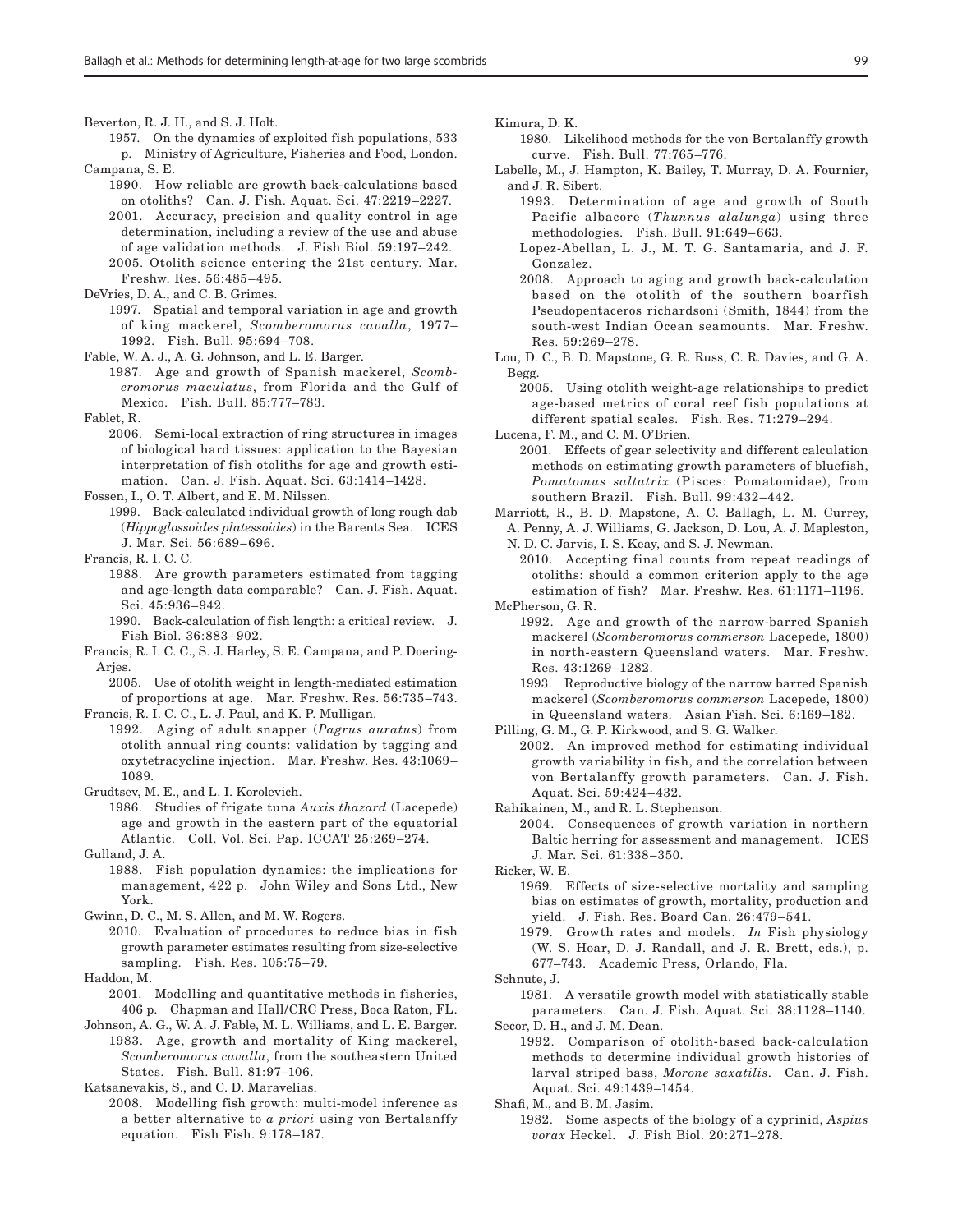Beverton, R. J. H., and S. J. Holt.

1957. On the dynamics of exploited fish populations, 533 p. Ministry of Agriculture, Fisheries and Food, London.

Campana, S. E.

1990. How reliable are growth back-calculations based on otoliths? Can. J. Fish. Aquat. Sci. 47:2219–2227.

2001. Accuracy, precision and quality control in age determination, including a review of the use and abuse of age validation methods. J. Fish Biol. 59:197–242.

2005. Otolith science entering the 21st century. Mar. Freshw. Res. 56:485–495.

DeVries, D. A., and C. B. Grimes.

1997. Spatial and temporal variation in age and growth of king mackerel, *Scomberomorus cavalla*, 1977–1992. Fish. Bull. 95:694–708.

Fable, W. A. J., A. G. Johnson, and L. E. Barger.

1987. Age and growth of Spanish mackerel, *Scomberomorus maculatus*, from Florida and the Gulf of Mexico. Fish. Bull. 85:777–783.

Fablet, R.

2006. Semi-local extraction of ring structures in images of biological hard tissues: application to the Bayesian interpretation of fish otoliths for age and growth estimation. Can. J. Fish. Aquat. Sci. 63:1414–1428.

Fossen, I., O. T. Albert, and E. M. Nilssen.

1999. Back-calculated individual growth of long rough dab (*Hippoglossoides platessoides*) in the Barents Sea. ICES J. Mar. Sci. 56:689–696.

Francis, R. I. C. C.

1988. Are growth parameters estimated from tagging and age-length data comparable? Can. J. Fish. Aquat. Sci. 45:936–942.

1990. Back-calculation of fish length: a critical review. J. Fish Biol. 36:883–902.

Francis, R. I. C. C., S. J. Harley, S. E. Campana, and P. Doering-Arjes.

2005. Use of otolith weight in length-mediated estimation of proportions at age. Mar. Freshw. Res. 56:735–743.

Francis, R. I. C. C., L. J. Paul, and K. P. Mulligan.

1992. Aging of adult snapper (*Pagrus auratus*) from otolith annual ring counts: validation by tagging and oxytetracycline injection. Mar. Freshw. Res. 43:1069–1089.

Grudtsev, M. E., and L. I. Korolevich.

1986. Studies of frigate tuna *Auxis thazard* (Lacepede) age and growth in the eastern part of the equatorial Atlantic. Coll. Vol. Sci. Pap. ICCAT 25:269–274.

Gulland, J. A.

1988. Fish population dynamics: the implications for management, 422 p. John Wiley and Sons Ltd., New York.

Gwinn, D. C., M. S. Allen, and M. W. Rogers.

2010. Evaluation of procedures to reduce bias in fish growth parameter estimates resulting from size-selective sampling. Fish. Res. 105:75–79.

Haddon, M.

2001. Modelling and quantitative methods in fisheries, 406 p. Chapman and Hall/CRC Press, Boca Raton, FL.

Johnson, A. G., W. A. J. Fable, M. L. Williams, and L. E. Barger.

1983. Age, growth and mortality of King mackerel, *Scomberomorus cavalla*, from the southeastern United States. Fish. Bull. 81:97–106.

Katsanevakis, S., and C. D. Maravelias.

2008. Modelling fish growth: multi-model inference as a better alternative to *a priori* using von Bertalanffy equation. Fish Fish. 9:178–187.

Kimura, D. K.

1980. Likelihood methods for the von Bertalanffy growth curve. Fish. Bull. 77:765–776.

Labelle, M., J. Hampton, K. Bailey, T. Murray, D. A. Fournier, and J. R. Sibert.

1993. Determination of age and growth of South Pacific albacore (*Thunnus alalunga*) using three methodologies. Fish. Bull. 91:649–663.

Lopez-Abellan, L. J., M. T. G. Santamaria, and J. F. Gonzalez.

2008. Approach to aging and growth back-calculation based on the otolith of the southern boarfish Pseudopentaceros richardsoni (Smith, 1844) from the south-west Indian Ocean seamounts. Mar. Freshw. Res. 59:269–278.

Lou, D. C., B. D. Mapstone, G. R. Russ, C. R. Davies, and G. A. Begg.

2005. Using otolith weight-age relationships to predict age-based metrics of coral reef fish populations at different spatial scales. Fish. Res. 71:279–294.

Lucena, F. M., and C. M. O'Brien.

2001. Effects of gear selectivity and different calculation methods on estimating growth parameters of bluefish, *Pomatomus saltatrix* (Pisces: Pomatomidae), from southern Brazil. Fish. Bull. 99:432–442.

Marriott, R., B. D. Mapstone, A. C. Ballagh, L. M. Currey, A. Penny, A. J. Williams, G. Jackson, D. Lou, A. J. Mapleston, N. D. C. Jarvis, I. S. Keay, and S. J. Newman.

2010. Accepting final counts from repeat readings of otoliths: should a common criterion apply to the age estimation of fish? Mar. Freshw. Res. 61:1171–1196.

McPherson, G. R.

1992. Age and growth of the narrow-barred Spanish mackerel (*Scomberomorus commerson* Lacepede, 1800) in north-eastern Queensland waters. Mar. Freshw. Res. 43:1269–1282.

1993. Reproductive biology of the narrow barred Spanish mackerel (*Scomberomorus commerson* Lacepede, 1800) in Queensland waters. Asian Fish. Sci. 6:169–182.

Pilling, G. M., G. P. Kirkwood, and S. G. Walker.

2002. An improved method for estimating individual growth variability in fish, and the correlation between von Bertalanffy growth parameters. Can. J. Fish. Aquat. Sci. 59:424–432.

Rahikainen, M., and R. L. Stephenson.

2004. Consequences of growth variation in northern Baltic herring for assessment and management. ICES J. Mar. Sci. 61:338–350.

Ricker, W. E.

1969. Effects of size-selective mortality and sampling bias on estimates of growth, mortality, production and yield. J. Fish. Res. Board Can. 26:479–541.

1979. Growth rates and models. *In* Fish physiology (W. S. Hoar, D. J. Randall, and J. R. Brett, eds.), p. 677–743. Academic Press, Orlando, Fla.

Schnute, J.

1981. A versatile growth model with statistically stable parameters. Can. J. Fish. Aquat. Sci. 38:1128–1140.

Secor, D. H., and J. M. Dean.

1992. Comparison of otolith-based back-calculation methods to determine individual growth histories of larval striped bass, *Morone saxatilis*. Can. J. Fish. Aquat. Sci. 49:1439–1454.

Shafi, M., and B. M. Jasim.

1982. Some aspects of the biology of a cyprinid, *Aspius vorax* Heckel. J. Fish Biol. 20:271–278.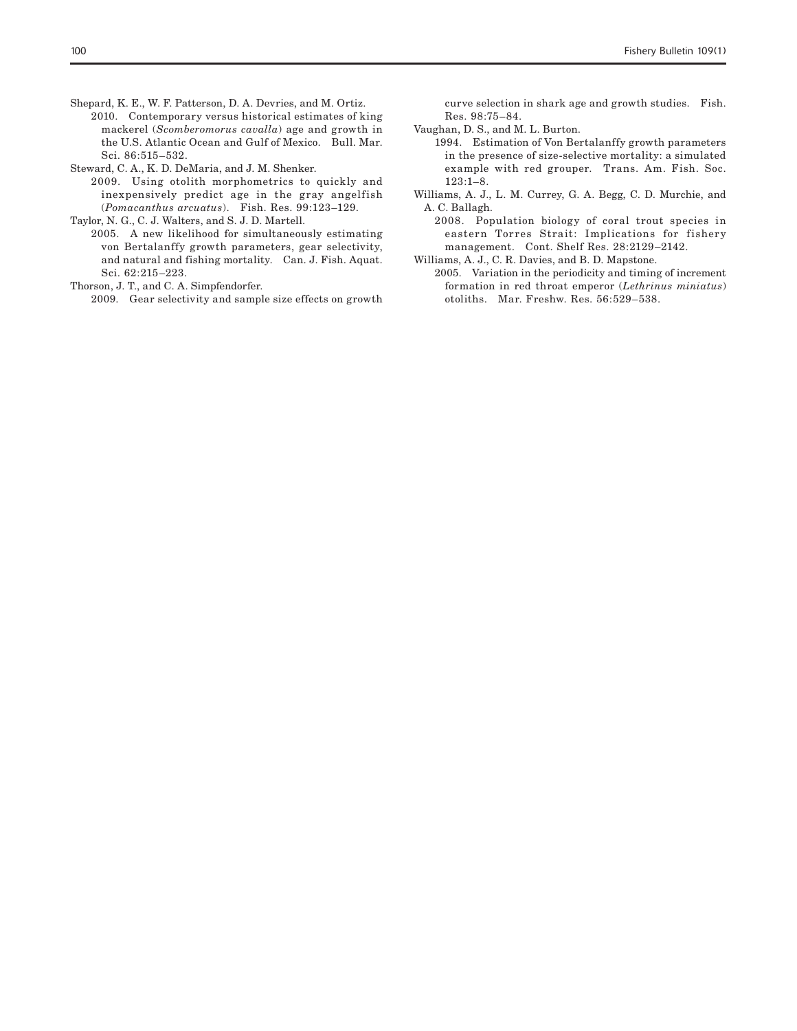Shepard, K. E., W. F. Patterson, D. A. Devries, and M. Ortiz.
 2010. Contemporary versus historical estimates of king mackerel (*Scomberomorus cavalla*) age and growth in the U.S. Atlantic Ocean and Gulf of Mexico. Bull. Mar. Sci. 86:515–532.

Steward, C. A., K. D. DeMaria, and J. M. Shenker.
 2009. Using otolith morphometrics to quickly and inexpensively predict age in the gray angelfish (*Pomacanthus arcuatus*). Fish. Res. 99:123–129.

Taylor, N. G., C. J. Walters, and S. J. D. Martell.
 2005. A new likelihood for simultaneously estimating von Bertalanffy growth parameters, gear selectivity, and natural and fishing mortality. Can. J. Fish. Aquat. Sci. 62:215–223.

Thorson, J. T., and C. A. Simpfendorfer.
 2009. Gear selectivity and sample size effects on growth curve selection in shark age and growth studies. Fish. Res. 98:75–84.

Vaughan, D. S., and M. L. Burton.
 1994. Estimation of Von Bertalanffy growth parameters in the presence of size-selective mortality: a simulated example with red grouper. Trans. Am. Fish. Soc. 123:1–8.

Williams, A. J., L. M. Currey, G. A. Begg, C. D. Murchie, and A. C. Ballagh.
 2008. Population biology of coral trout species in eastern Torres Strait: Implications for fishery management. Cont. Shelf Res. 28:2129–2142.

Williams, A. J., C. R. Davies, and B. D. Mapstone.
 2005. Variation in the periodicity and timing of increment formation in red throat emperor (*Lethrinus miniatus*) otoliths. Mar. Freshw. Res. 56:529–538.